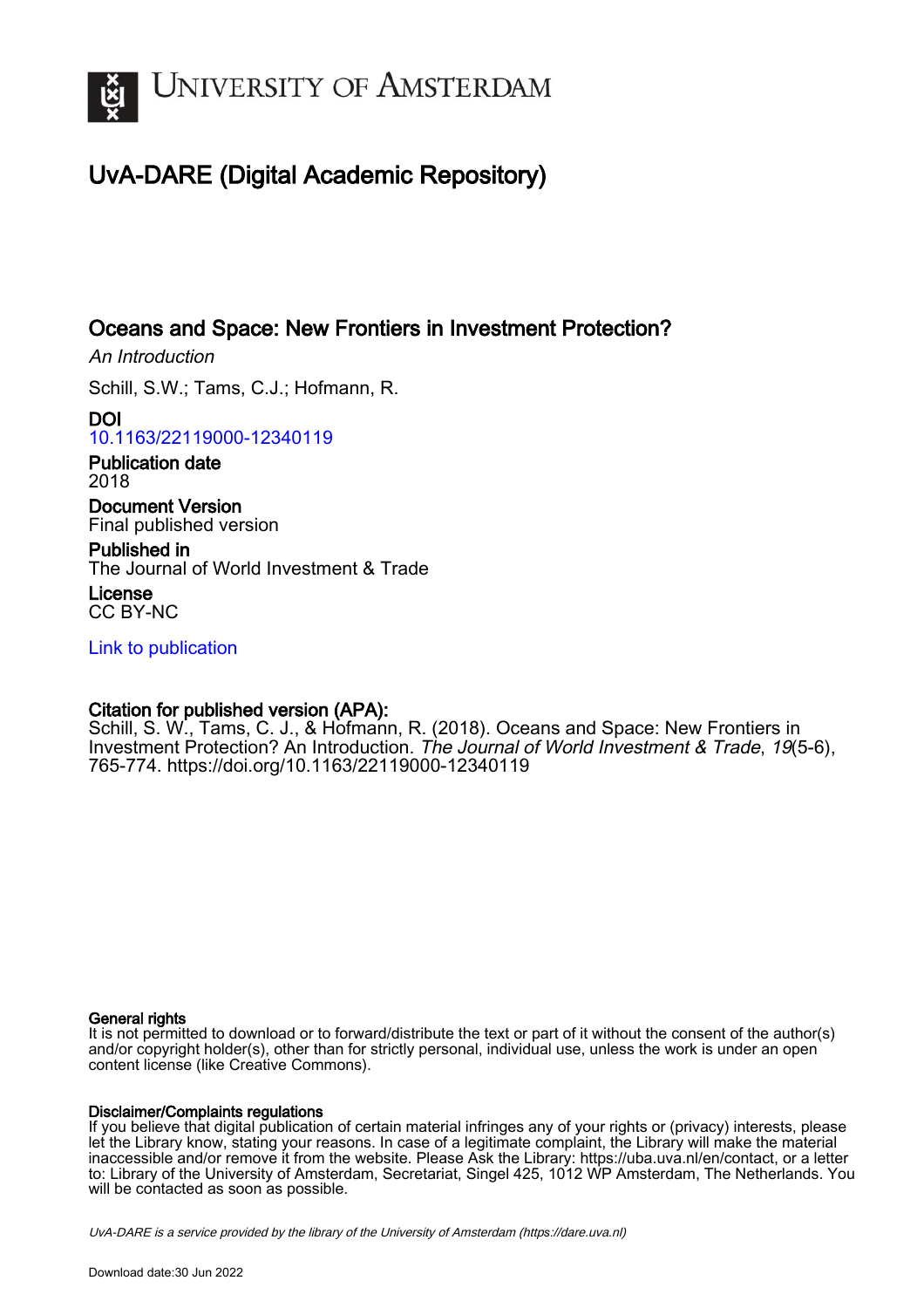# University of Amsterdam

## UvA-DARE (Digital Academic Repository)

### Oceans and Space: New Frontiers in Investment Protection?

*An Introduction*

Schill, S.W.; Tams, C.J.; Hofmann, R.

**DOI**
10.1163/22119000-12340119

**Publication date**
2018

**Document Version**
Final published version

**Published in**
The Journal of World Investment & Trade

**License**
CC BY-NC

Link to publication

**Citation for published version (APA):**
Schill, S. W., Tams, C. J., & Hofmann, R. (2018). Oceans and Space: New Frontiers in Investment Protection? An Introduction. *The Journal of World Investment & Trade*, *19*(5-6), 765-774. https://doi.org/10.1163/22119000-12340119

**General rights**
It is not permitted to download or to forward/distribute the text or part of it without the consent of the author(s) and/or copyright holder(s), other than for strictly personal, individual use, unless the work is under an open content license (like Creative Commons).

**Disclaimer/Complaints regulations**
If you believe that digital publication of certain material infringes any of your rights or (privacy) interests, please let the Library know, stating your reasons. In case of a legitimate complaint, the Library will make the material inaccessible and/or remove it from the website. Please Ask the Library: https://uba.uva.nl/en/contact, or a letter to: Library of the University of Amsterdam, Secretariat, Singel 425, 1012 WP Amsterdam, The Netherlands. You will be contacted as soon as possible.

*UvA-DARE is a service provided by the library of the University of Amsterdam (https://dare.uva.nl)*

Download date:30 Jun 2022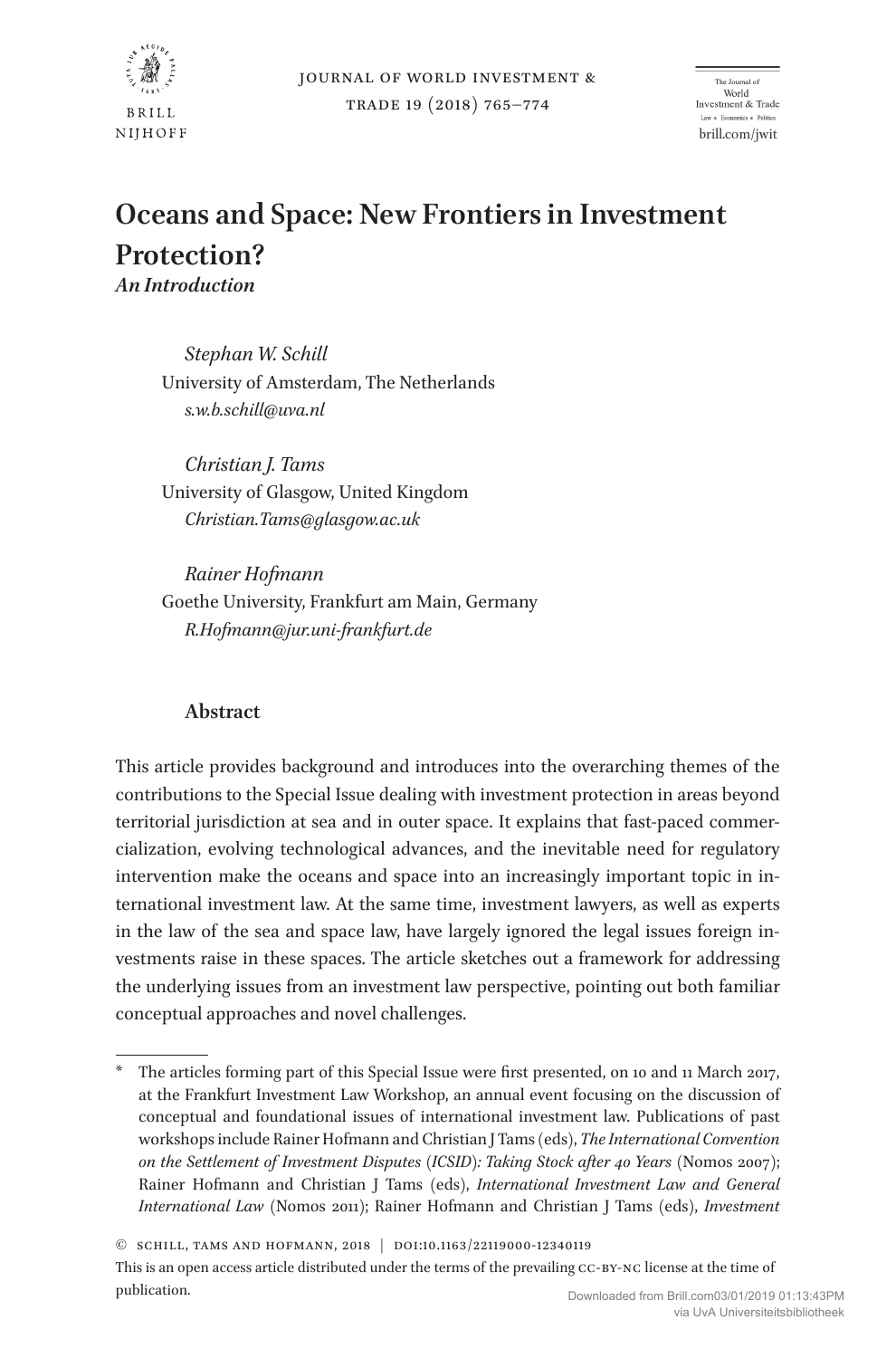# Oceans and Space: New Frontiers in Investment Protection?

*An Introduction*

*Stephan W. Schill*
University of Amsterdam, The Netherlands
*s.w.b.schill@uva.nl*

*Christian J. Tams*
University of Glasgow, United Kingdom
*Christian.Tams@glasgow.ac.uk*

*Rainer Hofmann*
Goethe University, Frankfurt am Main, Germany
*R.Hofmann@jur.uni-frankfurt.de*

### Abstract

This article provides background and introduces into the overarching themes of the contributions to the Special Issue dealing with investment protection in areas beyond territorial jurisdiction at sea and in outer space. It explains that fast-paced commercialization, evolving technological advances, and the inevitable need for regulatory intervention make the oceans and space into an increasingly important topic in international investment law. At the same time, investment lawyers, as well as experts in the law of the sea and space law, have largely ignored the legal issues foreign investments raise in these spaces. The article sketches out a framework for addressing the underlying issues from an investment law perspective, pointing out both familiar conceptual approaches and novel challenges.

---

\* The articles forming part of this Special Issue were first presented, on 10 and 11 March 2017, at the Frankfurt Investment Law Workshop, an annual event focusing on the discussion of conceptual and foundational issues of international investment law. Publications of past workshops include Rainer Hofmann and Christian J Tams (eds), *The International Convention on the Settlement of Investment Disputes (ICSID): Taking Stock after 40 Years* (Nomos 2007); Rainer Hofmann and Christian J Tams (eds), *International Investment Law and General International Law* (Nomos 2011); Rainer Hofmann and Christian J Tams (eds), *Investment*

© Schill, Tams and Hofmann, 2018 | doi:10.1163/22119000-12340119

This is an open access article distributed under the terms of the prevailing cc-by-nc license at the time of publication.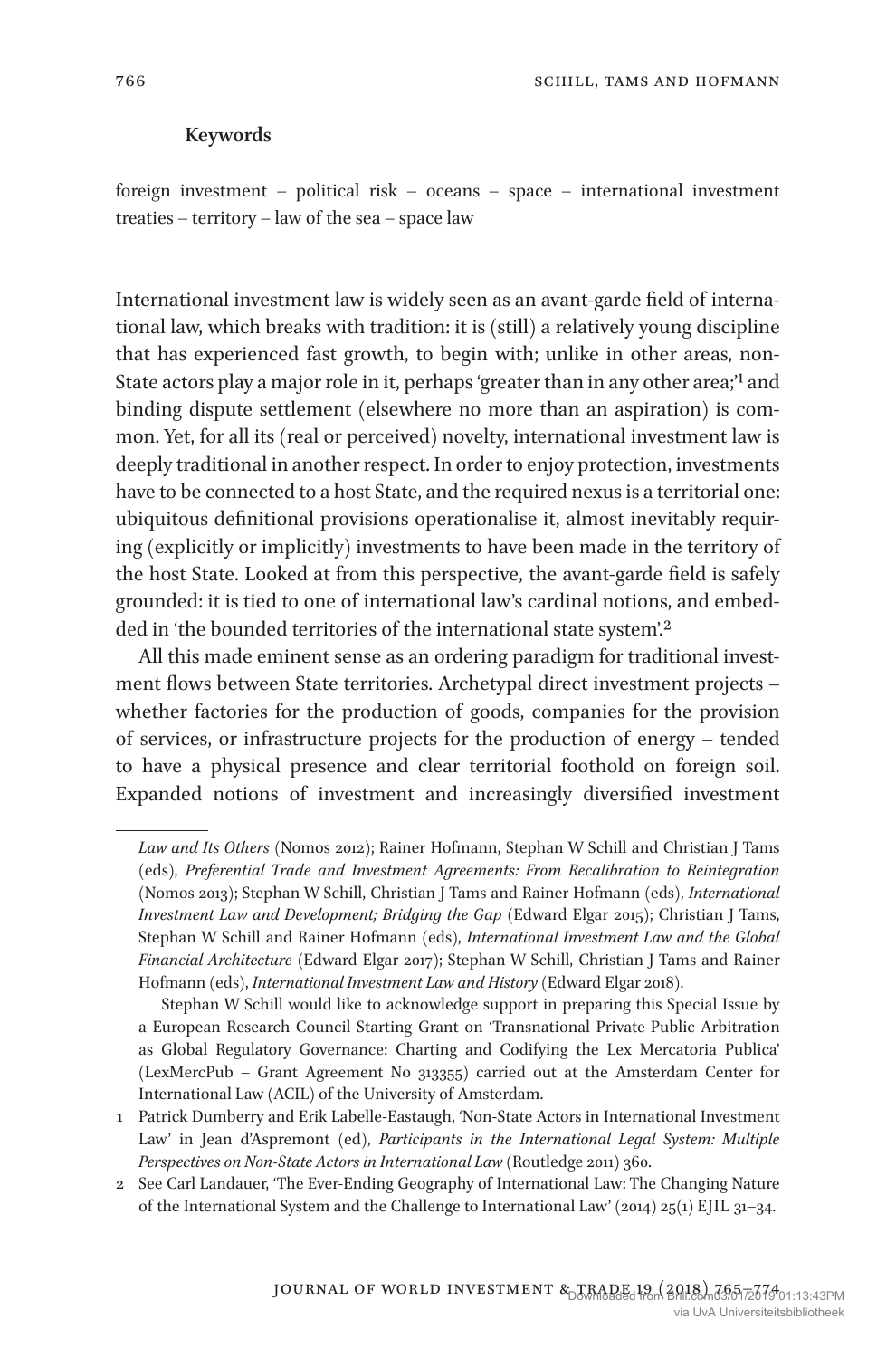**Keywords**

foreign investment – political risk – oceans – space – international investment treaties – territory – law of the sea – space law

International investment law is widely seen as an avant-garde field of international law, which breaks with tradition: it is (still) a relatively young discipline that has experienced fast growth, to begin with; unlike in other areas, non-State actors play a major role in it, perhaps 'greater than in any other area;'[1] and binding dispute settlement (elsewhere no more than an aspiration) is common. Yet, for all its (real or perceived) novelty, international investment law is deeply traditional in another respect. In order to enjoy protection, investments have to be connected to a host State, and the required nexus is a territorial one: ubiquitous definitional provisions operationalise it, almost inevitably requiring (explicitly or implicitly) investments to have been made in the territory of the host State. Looked at from this perspective, the avant-garde field is safely grounded: it is tied to one of international law's cardinal notions, and embedded in 'the bounded territories of the international state system'.[2]

All this made eminent sense as an ordering paradigm for traditional investment flows between State territories. Archetypal direct investment projects – whether factories for the production of goods, companies for the provision of services, or infrastructure projects for the production of energy – tended to have a physical presence and clear territorial foothold on foreign soil. Expanded notions of investment and increasingly diversified investment

---

*Law and Its Others* (Nomos 2012); Rainer Hofmann, Stephan W Schill and Christian J Tams (eds), *Preferential Trade and Investment Agreements: From Recalibration to Reintegration* (Nomos 2013); Stephan W Schill, Christian J Tams and Rainer Hofmann (eds), *International Investment Law and Development; Bridging the Gap* (Edward Elgar 2015); Christian J Tams, Stephan W Schill and Rainer Hofmann (eds), *International Investment Law and the Global Financial Architecture* (Edward Elgar 2017); Stephan W Schill, Christian J Tams and Rainer Hofmann (eds), *International Investment Law and History* (Edward Elgar 2018).

Stephan W Schill would like to acknowledge support in preparing this Special Issue by a European Research Council Starting Grant on 'Transnational Private-Public Arbitration as Global Regulatory Governance: Charting and Codifying the Lex Mercatoria Publica' (LexMercPub – Grant Agreement No 313355) carried out at the Amsterdam Center for International Law (ACIL) of the University of Amsterdam.

1 Patrick Dumberry and Erik Labelle-Eastaugh, 'Non-State Actors in International Investment Law' in Jean d'Aspremont (ed), *Participants in the International Legal System: Multiple Perspectives on Non-State Actors in International Law* (Routledge 2011) 360.

2 See Carl Landauer, 'The Ever-Ending Geography of International Law: The Changing Nature of the International System and the Challenge to International Law' (2014) 25(1) EJIL 31–34.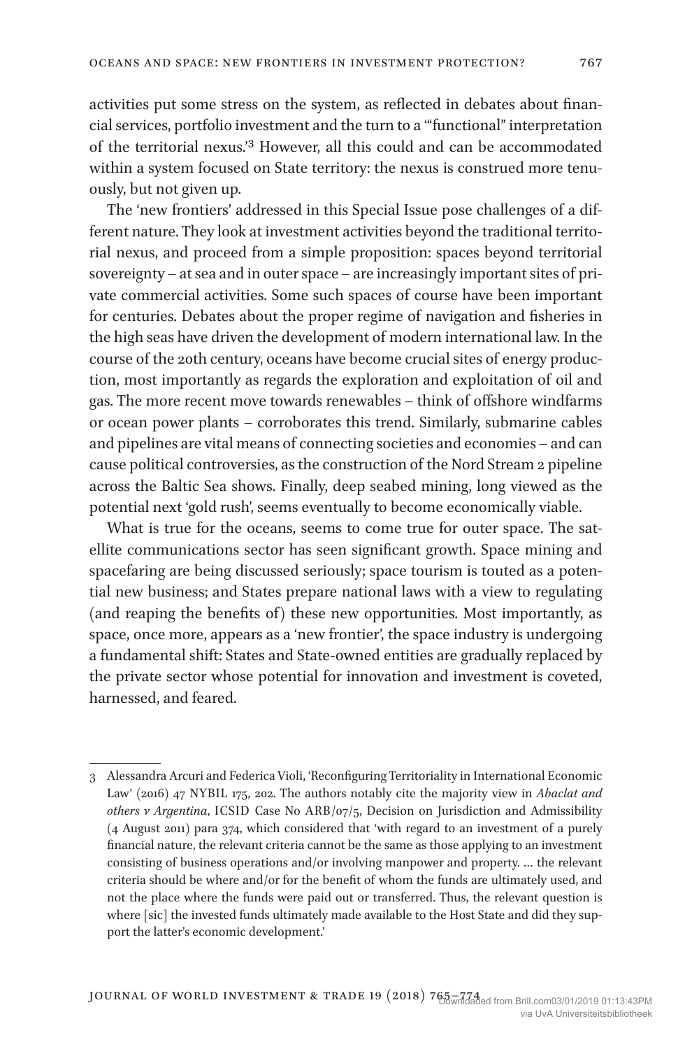activities put some stress on the system, as reflected in debates about financial services, portfolio investment and the turn to a '"functional" interpretation of the territorial nexus.'[3] However, all this could and can be accommodated within a system focused on State territory: the nexus is construed more tenuously, but not given up.

The 'new frontiers' addressed in this Special Issue pose challenges of a different nature. They look at investment activities beyond the traditional territorial nexus, and proceed from a simple proposition: spaces beyond territorial sovereignty – at sea and in outer space – are increasingly important sites of private commercial activities. Some such spaces of course have been important for centuries. Debates about the proper regime of navigation and fisheries in the high seas have driven the development of modern international law. In the course of the 20th century, oceans have become crucial sites of energy production, most importantly as regards the exploration and exploitation of oil and gas. The more recent move towards renewables – think of offshore windfarms or ocean power plants – corroborates this trend. Similarly, submarine cables and pipelines are vital means of connecting societies and economies – and can cause political controversies, as the construction of the Nord Stream 2 pipeline across the Baltic Sea shows. Finally, deep seabed mining, long viewed as the potential next 'gold rush', seems eventually to become economically viable.

What is true for the oceans, seems to come true for outer space. The satellite communications sector has seen significant growth. Space mining and spacefaring are being discussed seriously; space tourism is touted as a potential new business; and States prepare national laws with a view to regulating (and reaping the benefits of) these new opportunities. Most importantly, as space, once more, appears as a 'new frontier', the space industry is undergoing a fundamental shift: States and State-owned entities are gradually replaced by the private sector whose potential for innovation and investment is coveted, harnessed, and feared.

---

3 Alessandra Arcuri and Federica Violi, 'Reconfiguring Territoriality in International Economic Law' (2016) 47 NYBIL 175, 202. The authors notably cite the majority view in *Abaclat and others v Argentina*, ICSID Case No ARB/07/5, Decision on Jurisdiction and Admissibility (4 August 2011) para 374, which considered that 'with regard to an investment of a purely financial nature, the relevant criteria cannot be the same as those applying to an investment consisting of business operations and/or involving manpower and property. … the relevant criteria should be where and/or for the benefit of whom the funds are ultimately used, and not the place where the funds were paid out or transferred. Thus, the relevant question is where [sic] the invested funds ultimately made available to the Host State and did they support the latter's economic development.'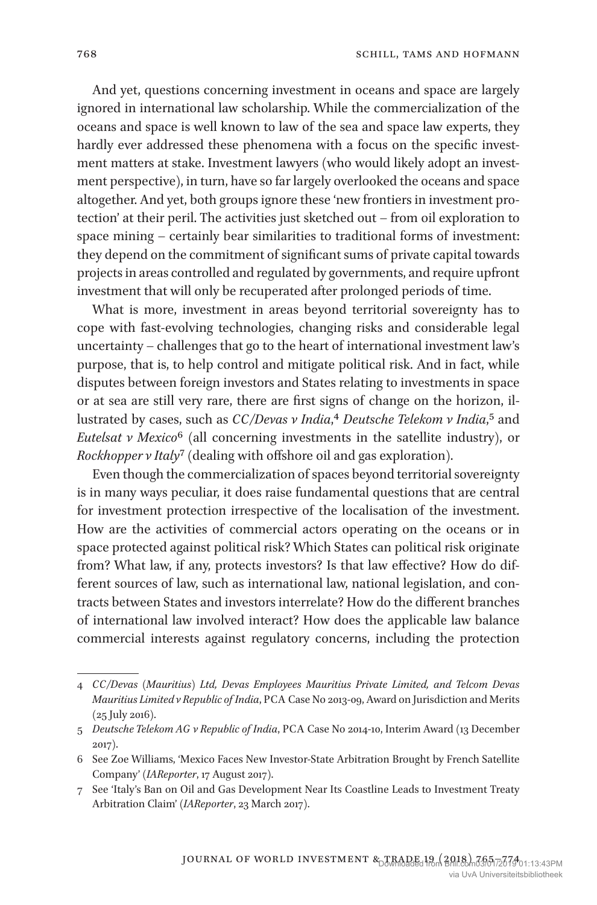And yet, questions concerning investment in oceans and space are largely ignored in international law scholarship. While the commercialization of the oceans and space is well known to law of the sea and space law experts, they hardly ever addressed these phenomena with a focus on the specific investment matters at stake. Investment lawyers (who would likely adopt an investment perspective), in turn, have so far largely overlooked the oceans and space altogether. And yet, both groups ignore these 'new frontiers in investment protection' at their peril. The activities just sketched out – from oil exploration to space mining – certainly bear similarities to traditional forms of investment: they depend on the commitment of significant sums of private capital towards projects in areas controlled and regulated by governments, and require upfront investment that will only be recuperated after prolonged periods of time.

What is more, investment in areas beyond territorial sovereignty has to cope with fast-evolving technologies, changing risks and considerable legal uncertainty – challenges that go to the heart of international investment law's purpose, that is, to help control and mitigate political risk. And in fact, while disputes between foreign investors and States relating to investments in space or at sea are still very rare, there are first signs of change on the horizon, illustrated by cases, such as *CC/Devas v India*,[4] *Deutsche Telekom v India*,[5] and *Eutelsat v Mexico*[6] (all concerning investments in the satellite industry), or *Rockhopper v Italy*[7] (dealing with offshore oil and gas exploration).

Even though the commercialization of spaces beyond territorial sovereignty is in many ways peculiar, it does raise fundamental questions that are central for investment protection irrespective of the localisation of the investment. How are the activities of commercial actors operating on the oceans or in space protected against political risk? Which States can political risk originate from? What law, if any, protects investors? Is that law effective? How do different sources of law, such as international law, national legislation, and contracts between States and investors interrelate? How do the different branches of international law involved interact? How does the applicable law balance commercial interests against regulatory concerns, including the protection

---

4 *CC/Devas (Mauritius) Ltd, Devas Employees Mauritius Private Limited, and Telcom Devas Mauritius Limited v Republic of India*, PCA Case No 2013-09, Award on Jurisdiction and Merits (25 July 2016).

5 *Deutsche Telekom AG v Republic of India*, PCA Case No 2014-10, Interim Award (13 December 2017).

6 See Zoe Williams, 'Mexico Faces New Investor-State Arbitration Brought by French Satellite Company' (*IAReporter*, 17 August 2017).

7 See 'Italy's Ban on Oil and Gas Development Near Its Coastline Leads to Investment Treaty Arbitration Claim' (*IAReporter*, 23 March 2017).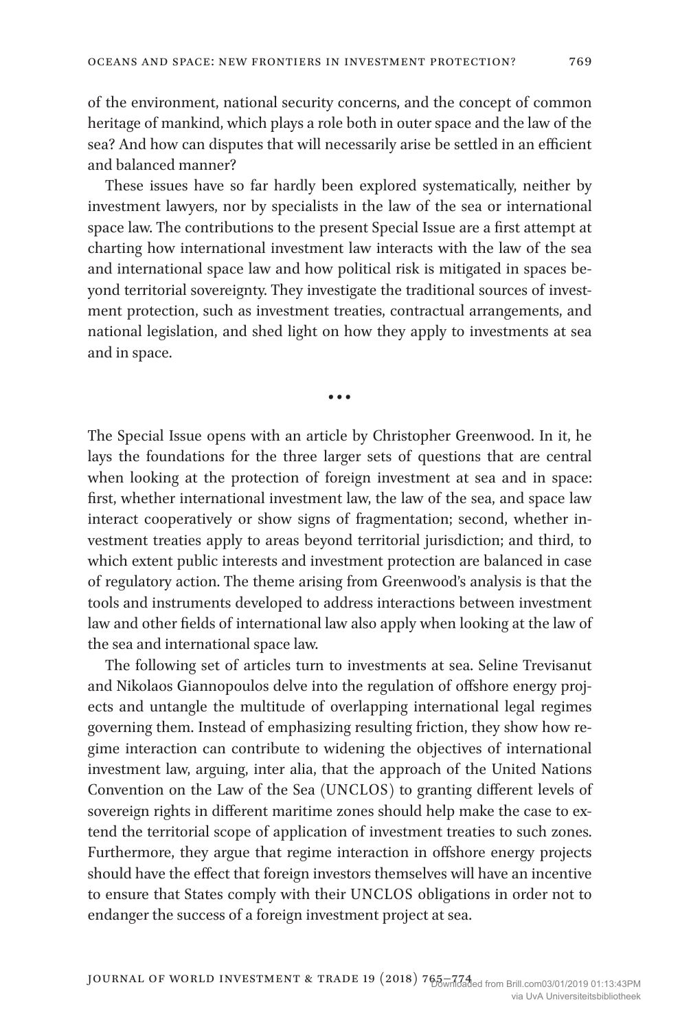of the environment, national security concerns, and the concept of common heritage of mankind, which plays a role both in outer space and the law of the sea? And how can disputes that will necessarily arise be settled in an efficient and balanced manner?

These issues have so far hardly been explored systematically, neither by investment lawyers, nor by specialists in the law of the sea or international space law. The contributions to the present Special Issue are a first attempt at charting how international investment law interacts with the law of the sea and international space law and how political risk is mitigated in spaces beyond territorial sovereignty. They investigate the traditional sources of investment protection, such as investment treaties, contractual arrangements, and national legislation, and shed light on how they apply to investments at sea and in space.

•••

The Special Issue opens with an article by Christopher Greenwood. In it, he lays the foundations for the three larger sets of questions that are central when looking at the protection of foreign investment at sea and in space: first, whether international investment law, the law of the sea, and space law interact cooperatively or show signs of fragmentation; second, whether investment treaties apply to areas beyond territorial jurisdiction; and third, to which extent public interests and investment protection are balanced in case of regulatory action. The theme arising from Greenwood's analysis is that the tools and instruments developed to address interactions between investment law and other fields of international law also apply when looking at the law of the sea and international space law.

The following set of articles turn to investments at sea. Seline Trevisanut and Nikolaos Giannopoulos delve into the regulation of offshore energy projects and untangle the multitude of overlapping international legal regimes governing them. Instead of emphasizing resulting friction, they show how regime interaction can contribute to widening the objectives of international investment law, arguing, inter alia, that the approach of the United Nations Convention on the Law of the Sea (UNCLOS) to granting different levels of sovereign rights in different maritime zones should help make the case to extend the territorial scope of application of investment treaties to such zones. Furthermore, they argue that regime interaction in offshore energy projects should have the effect that foreign investors themselves will have an incentive to ensure that States comply with their UNCLOS obligations in order not to endanger the success of a foreign investment project at sea.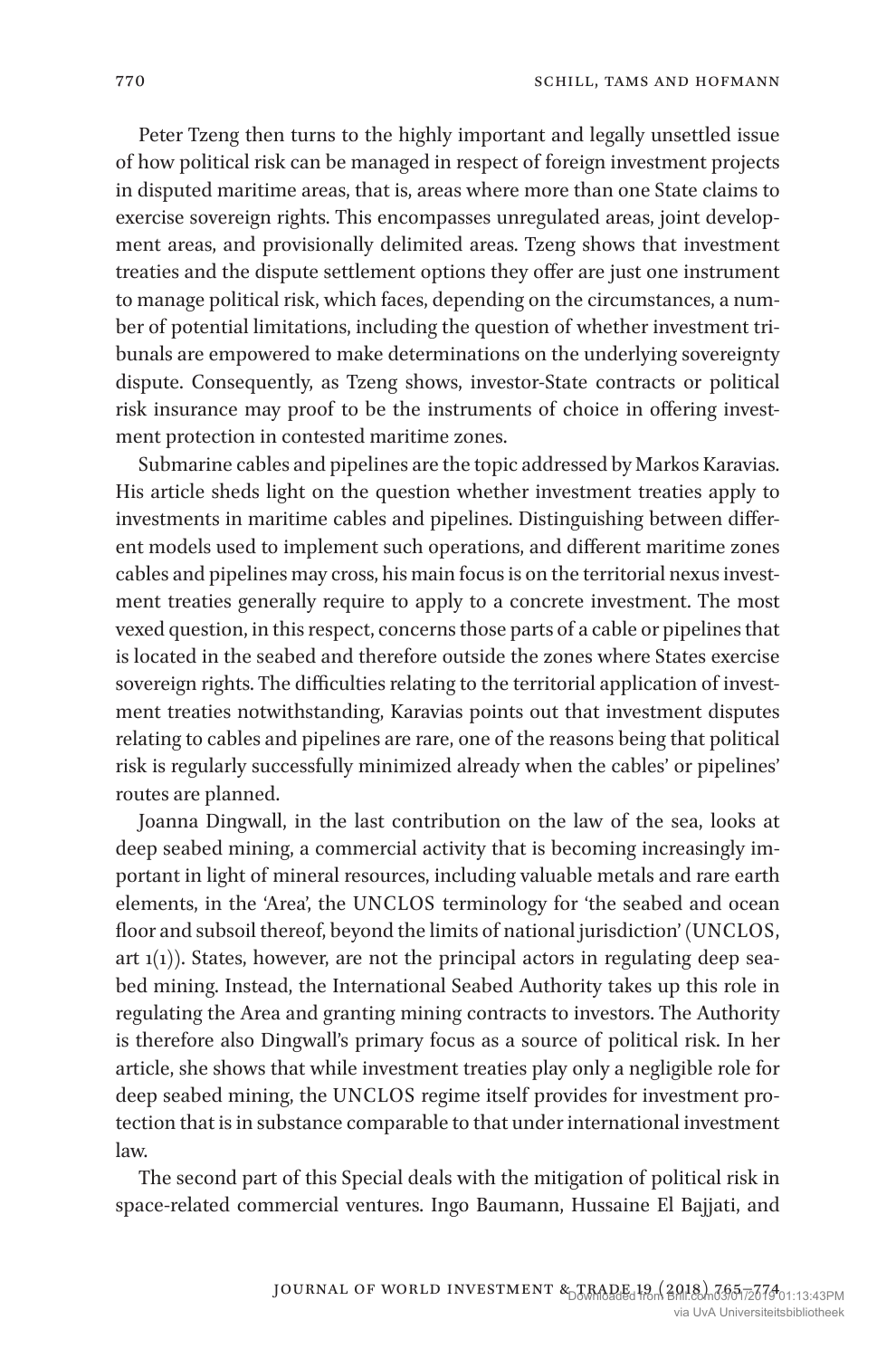Peter Tzeng then turns to the highly important and legally unsettled issue of how political risk can be managed in respect of foreign investment projects in disputed maritime areas, that is, areas where more than one State claims to exercise sovereign rights. This encompasses unregulated areas, joint development areas, and provisionally delimited areas. Tzeng shows that investment treaties and the dispute settlement options they offer are just one instrument to manage political risk, which faces, depending on the circumstances, a number of potential limitations, including the question of whether investment tribunals are empowered to make determinations on the underlying sovereignty dispute. Consequently, as Tzeng shows, investor-State contracts or political risk insurance may proof to be the instruments of choice in offering investment protection in contested maritime zones.

Submarine cables and pipelines are the topic addressed by Markos Karavias. His article sheds light on the question whether investment treaties apply to investments in maritime cables and pipelines. Distinguishing between different models used to implement such operations, and different maritime zones cables and pipelines may cross, his main focus is on the territorial nexus investment treaties generally require to apply to a concrete investment. The most vexed question, in this respect, concerns those parts of a cable or pipelines that is located in the seabed and therefore outside the zones where States exercise sovereign rights. The difficulties relating to the territorial application of investment treaties notwithstanding, Karavias points out that investment disputes relating to cables and pipelines are rare, one of the reasons being that political risk is regularly successfully minimized already when the cables' or pipelines' routes are planned.

Joanna Dingwall, in the last contribution on the law of the sea, looks at deep seabed mining, a commercial activity that is becoming increasingly important in light of mineral resources, including valuable metals and rare earth elements, in the 'Area', the UNCLOS terminology for 'the seabed and ocean floor and subsoil thereof, beyond the limits of national jurisdiction' (UNCLOS, art 1(1)). States, however, are not the principal actors in regulating deep seabed mining. Instead, the International Seabed Authority takes up this role in regulating the Area and granting mining contracts to investors. The Authority is therefore also Dingwall's primary focus as a source of political risk. In her article, she shows that while investment treaties play only a negligible role for deep seabed mining, the UNCLOS regime itself provides for investment protection that is in substance comparable to that under international investment law.

The second part of this Special deals with the mitigation of political risk in space-related commercial ventures. Ingo Baumann, Hussaine El Bajjati, and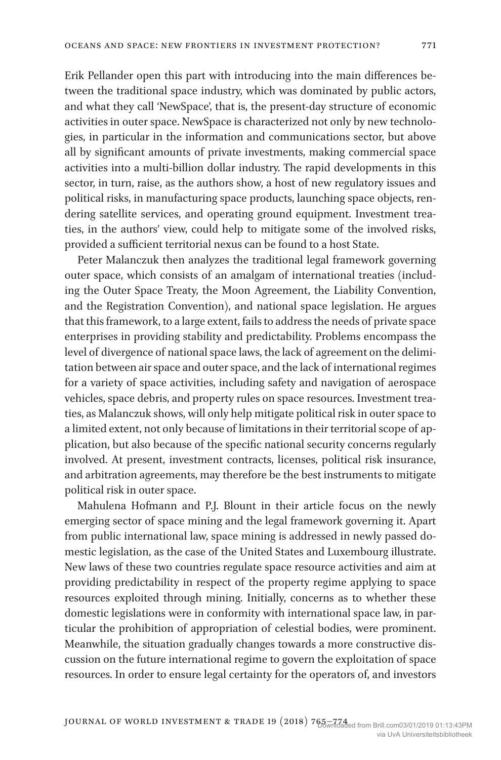Erik Pellander open this part with introducing into the main differences between the traditional space industry, which was dominated by public actors, and what they call 'NewSpace', that is, the present-day structure of economic activities in outer space. NewSpace is characterized not only by new technologies, in particular in the information and communications sector, but above all by significant amounts of private investments, making commercial space activities into a multi-billion dollar industry. The rapid developments in this sector, in turn, raise, as the authors show, a host of new regulatory issues and political risks, in manufacturing space products, launching space objects, rendering satellite services, and operating ground equipment. Investment treaties, in the authors' view, could help to mitigate some of the involved risks, provided a sufficient territorial nexus can be found to a host State.

Peter Malanczuk then analyzes the traditional legal framework governing outer space, which consists of an amalgam of international treaties (including the Outer Space Treaty, the Moon Agreement, the Liability Convention, and the Registration Convention), and national space legislation. He argues that this framework, to a large extent, fails to address the needs of private space enterprises in providing stability and predictability. Problems encompass the level of divergence of national space laws, the lack of agreement on the delimitation between air space and outer space, and the lack of international regimes for a variety of space activities, including safety and navigation of aerospace vehicles, space debris, and property rules on space resources. Investment treaties, as Malanczuk shows, will only help mitigate political risk in outer space to a limited extent, not only because of limitations in their territorial scope of application, but also because of the specific national security concerns regularly involved. At present, investment contracts, licenses, political risk insurance, and arbitration agreements, may therefore be the best instruments to mitigate political risk in outer space.

Mahulena Hofmann and P.J. Blount in their article focus on the newly emerging sector of space mining and the legal framework governing it. Apart from public international law, space mining is addressed in newly passed domestic legislation, as the case of the United States and Luxembourg illustrate. New laws of these two countries regulate space resource activities and aim at providing predictability in respect of the property regime applying to space resources exploited through mining. Initially, concerns as to whether these domestic legislations were in conformity with international space law, in particular the prohibition of appropriation of celestial bodies, were prominent. Meanwhile, the situation gradually changes towards a more constructive discussion on the future international regime to govern the exploitation of space resources. In order to ensure legal certainty for the operators of, and investors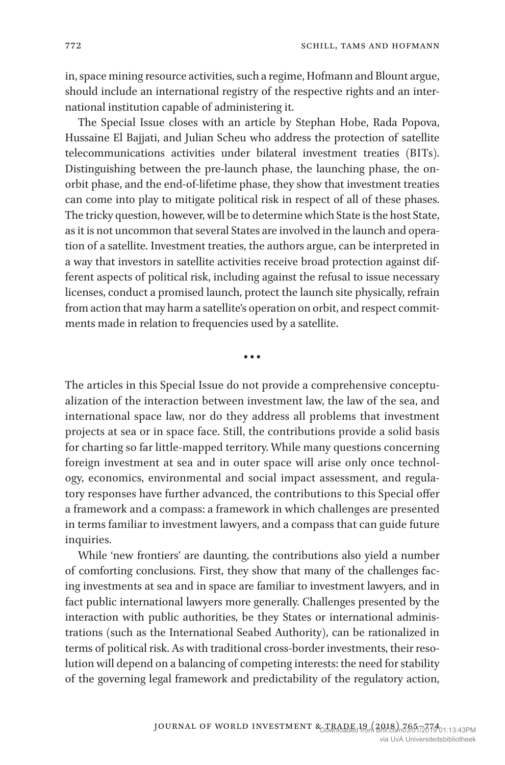in, space mining resource activities, such a regime, Hofmann and Blount argue, should include an international registry of the respective rights and an international institution capable of administering it.

The Special Issue closes with an article by Stephan Hobe, Rada Popova, Hussaine El Bajjati, and Julian Scheu who address the protection of satellite telecommunications activities under bilateral investment treaties (BITs). Distinguishing between the pre-launch phase, the launching phase, the on-orbit phase, and the end-of-lifetime phase, they show that investment treaties can come into play to mitigate political risk in respect of all of these phases. The tricky question, however, will be to determine which State is the host State, as it is not uncommon that several States are involved in the launch and operation of a satellite. Investment treaties, the authors argue, can be interpreted in a way that investors in satellite activities receive broad protection against different aspects of political risk, including against the refusal to issue necessary licenses, conduct a promised launch, protect the launch site physically, refrain from action that may harm a satellite's operation on orbit, and respect commitments made in relation to frequencies used by a satellite.

•••

The articles in this Special Issue do not provide a comprehensive conceptualization of the interaction between investment law, the law of the sea, and international space law, nor do they address all problems that investment projects at sea or in space face. Still, the contributions provide a solid basis for charting so far little-mapped territory. While many questions concerning foreign investment at sea and in outer space will arise only once technology, economics, environmental and social impact assessment, and regulatory responses have further advanced, the contributions to this Special offer a framework and a compass: a framework in which challenges are presented in terms familiar to investment lawyers, and a compass that can guide future inquiries.

While 'new frontiers' are daunting, the contributions also yield a number of comforting conclusions. First, they show that many of the challenges facing investments at sea and in space are familiar to investment lawyers, and in fact public international lawyers more generally. Challenges presented by the interaction with public authorities, be they States or international administrations (such as the International Seabed Authority), can be rationalized in terms of political risk. As with traditional cross-border investments, their resolution will depend on a balancing of competing interests: the need for stability of the governing legal framework and predictability of the regulatory action,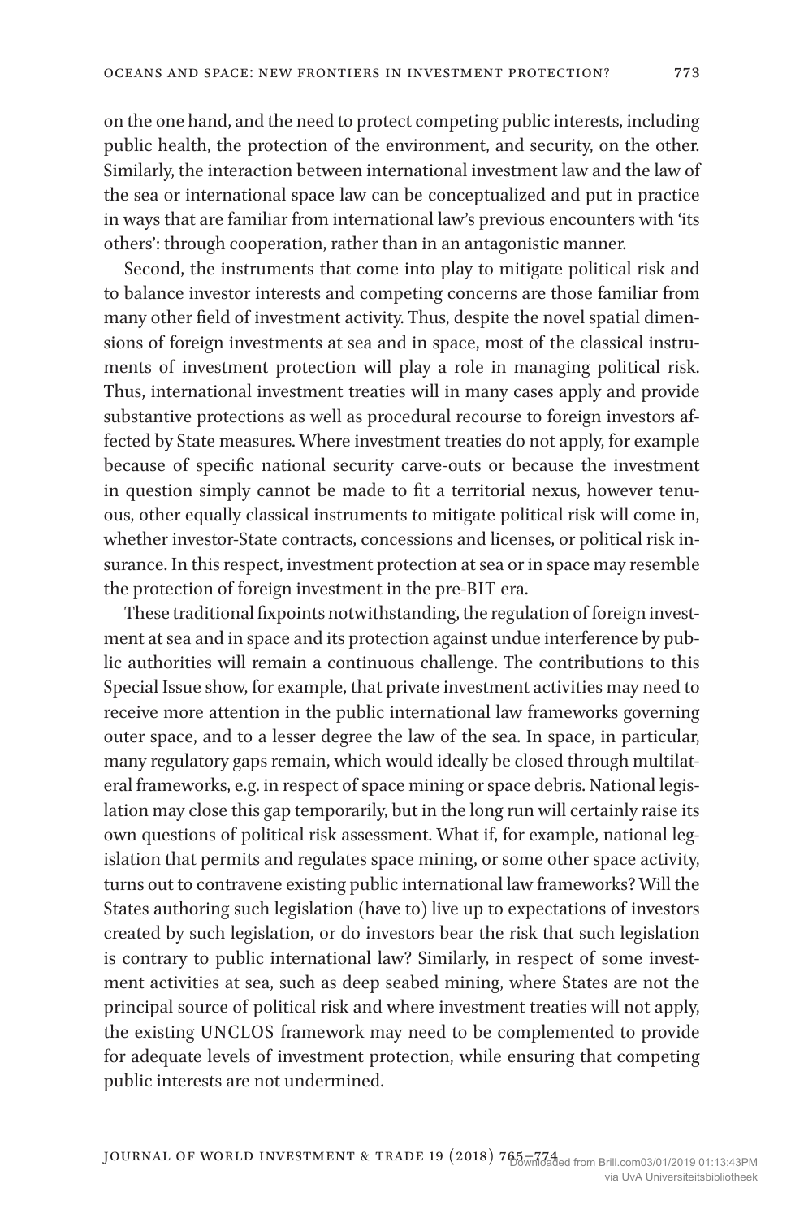on the one hand, and the need to protect competing public interests, including public health, the protection of the environment, and security, on the other. Similarly, the interaction between international investment law and the law of the sea or international space law can be conceptualized and put in practice in ways that are familiar from international law's previous encounters with 'its others': through cooperation, rather than in an antagonistic manner.

Second, the instruments that come into play to mitigate political risk and to balance investor interests and competing concerns are those familiar from many other field of investment activity. Thus, despite the novel spatial dimensions of foreign investments at sea and in space, most of the classical instruments of investment protection will play a role in managing political risk. Thus, international investment treaties will in many cases apply and provide substantive protections as well as procedural recourse to foreign investors affected by State measures. Where investment treaties do not apply, for example because of specific national security carve-outs or because the investment in question simply cannot be made to fit a territorial nexus, however tenuous, other equally classical instruments to mitigate political risk will come in, whether investor-State contracts, concessions and licenses, or political risk insurance. In this respect, investment protection at sea or in space may resemble the protection of foreign investment in the pre-BIT era.

These traditional fixpoints notwithstanding, the regulation of foreign investment at sea and in space and its protection against undue interference by public authorities will remain a continuous challenge. The contributions to this Special Issue show, for example, that private investment activities may need to receive more attention in the public international law frameworks governing outer space, and to a lesser degree the law of the sea. In space, in particular, many regulatory gaps remain, which would ideally be closed through multilateral frameworks, e.g. in respect of space mining or space debris. National legislation may close this gap temporarily, but in the long run will certainly raise its own questions of political risk assessment. What if, for example, national legislation that permits and regulates space mining, or some other space activity, turns out to contravene existing public international law frameworks? Will the States authoring such legislation (have to) live up to expectations of investors created by such legislation, or do investors bear the risk that such legislation is contrary to public international law? Similarly, in respect of some investment activities at sea, such as deep seabed mining, where States are not the principal source of political risk and where investment treaties will not apply, the existing UNCLOS framework may need to be complemented to provide for adequate levels of investment protection, while ensuring that competing public interests are not undermined.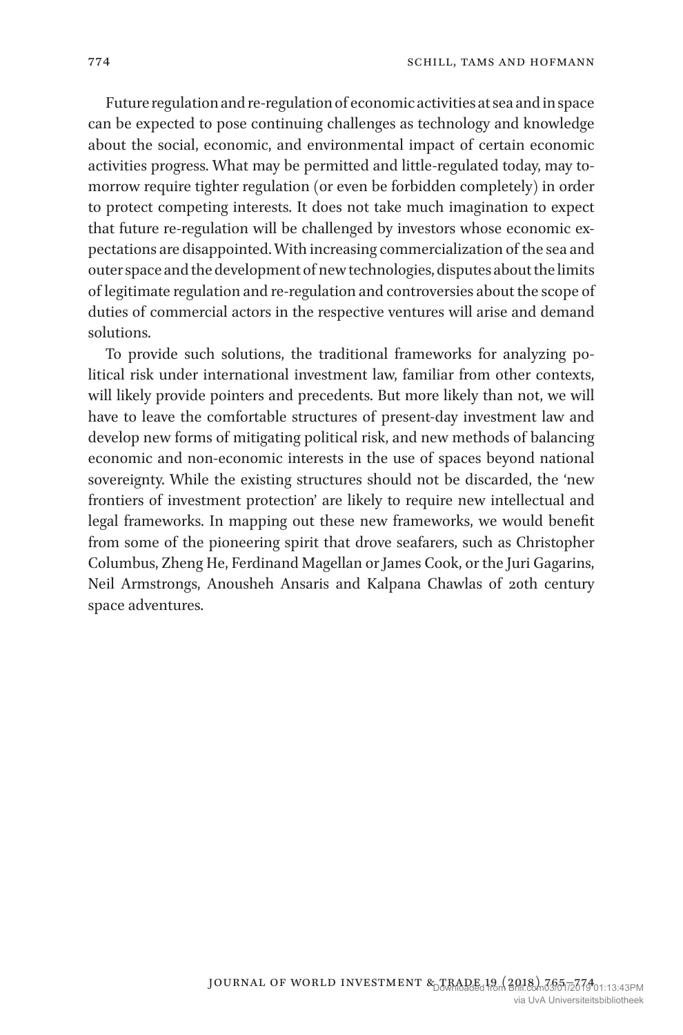Future regulation and re-regulation of economic activities at sea and in space can be expected to pose continuing challenges as technology and knowledge about the social, economic, and environmental impact of certain economic activities progress. What may be permitted and little-regulated today, may tomorrow require tighter regulation (or even be forbidden completely) in order to protect competing interests. It does not take much imagination to expect that future re-regulation will be challenged by investors whose economic expectations are disappointed. With increasing commercialization of the sea and outer space and the development of new technologies, disputes about the limits of legitimate regulation and re-regulation and controversies about the scope of duties of commercial actors in the respective ventures will arise and demand solutions.

To provide such solutions, the traditional frameworks for analyzing political risk under international investment law, familiar from other contexts, will likely provide pointers and precedents. But more likely than not, we will have to leave the comfortable structures of present-day investment law and develop new forms of mitigating political risk, and new methods of balancing economic and non-economic interests in the use of spaces beyond national sovereignty. While the existing structures should not be discarded, the 'new frontiers of investment protection' are likely to require new intellectual and legal frameworks. In mapping out these new frameworks, we would benefit from some of the pioneering spirit that drove seafarers, such as Christopher Columbus, Zheng He, Ferdinand Magellan or James Cook, or the Juri Gagarins, Neil Armstrongs, Anousheh Ansaris and Kalpana Chawlas of 20th century space adventures.